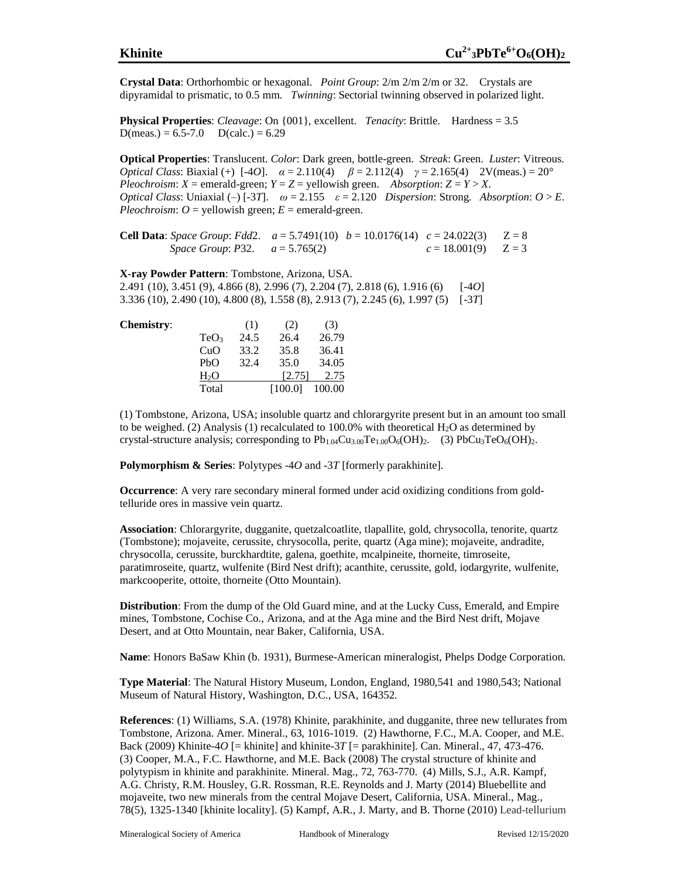# Khinite $Cu^{2+}_3PbTe^{6+}O_6(OH)_2$

**Crystal Data**: Orthorhombic or hexagonal. *Point Group*: 2/m 2/m 2/m or 32. Crystals are dipyramidal to prismatic, to 0.5 mm. *Twinning*: Sectorial twinning observed in polarized light.

**Physical Properties**: *Cleavage*: On {001}, excellent. *Tenacity*: Brittle. Hardness = 3.5 D(meas.) = 6.5-7.0 D(calc.) = 6.29

**Optical Properties**: Translucent. *Color*: Dark green, bottle-green. *Streak*: Green. *Luster*: Vitreous.
*Optical Class*: Biaxial (+) [-4*O*]. $\alpha$ = 2.110(4) $\beta$ = 2.112(4) $\gamma$ = 2.165(4) 2V(meas.) = 20°
*Pleochroism*: *X* = emerald-green; *Y* = *Z* = yellowish green. *Absorption*: *Z* = *Y* > *X*.
*Optical Class*: Uniaxial (–) [-3*T*]. $\omega$ = 2.155 $\varepsilon$ = 2.120 *Dispersion*: Strong. *Absorption*: *O* > *E*.
*Pleochroism*: *O* = yellowish green; *E* = emerald-green.

**Cell Data**: *Space Group*: *Fdd*2. *a* = 5.7491(10) *b* = 10.0176(14) *c* = 24.022(3) Z = 8
*Space Group*: *P*32. *a* = 5.765(2) *c* = 18.001(9) Z = 3

**X-ray Powder Pattern**: Tombstone, Arizona, USA.
2.491 (10), 3.451 (9), 4.866 (8), 2.996 (7), 2.204 (7), 2.818 (6), 1.916 (6) [-4*O*]
3.336 (10), 2.490 (10), 4.800 (8), 1.558 (8), 2.913 (7), 2.245 (6), 1.997 (5) [-3*T*]

**Chemistry**:

| | (1) | (2) | (3) |
|---|---|---|---|
| $TeO_3$ | 24.5 | 26.4 | 26.79 |
| CuO | 33.2 | 35.8 | 36.41 |
| PbO | 32.4 | 35.0 | 34.05 |
| $H_2O$ | | [2.75] | 2.75 |
| Total | | [100.0] | 100.00 |

(1) Tombstone, Arizona, USA; insoluble quartz and chlorargyrite present but in an amount too small to be weighed. (2) Analysis (1) recalculated to 100.0% with theoretical $H_2O$ as determined by crystal-structure analysis; corresponding to $Pb_{1.04}Cu_{3.00}Te_{1.00}O_6(OH)_2$. (3) $PbCu_3TeO_6(OH)_2$.

**Polymorphism & Series**: Polytypes -4*O* and -3*T* [formerly parakhinite].

**Occurrence**: A very rare secondary mineral formed under acid oxidizing conditions from gold-telluride ores in massive vein quartz.

**Association**: Chlorargyrite, dugganite, quetzalcoatlite, tlapallite, gold, chrysocolla, tenorite, quartz (Tombstone); mojaveite, cerussite, chrysocolla, perite, quartz (Aga mine); mojaveite, andradite, chrysocolla, cerussite, burckhardtite, galena, goethite, mcalpineite, thorneite, timroseite, paratimroseite, quartz, wulfenite (Bird Nest drift); acanthite, cerussite, gold, iodargyrite, wulfenite, markcooperite, ottoite, thorneite (Otto Mountain).

**Distribution**: From the dump of the Old Guard mine, and at the Lucky Cuss, Emerald, and Empire mines, Tombstone, Cochise Co., Arizona, and at the Aga mine and the Bird Nest drift, Mojave Desert, and at Otto Mountain, near Baker, California, USA.

**Name**: Honors BaSaw Khin (b. 1931), Burmese-American mineralogist, Phelps Dodge Corporation.

**Type Material**: The Natural History Museum, London, England, 1980,541 and 1980,543; National Museum of Natural History, Washington, D.C., USA, 164352.

**References**: (1) Williams, S.A. (1978) Khinite, parakhinite, and dugganite, three new tellurates from Tombstone, Arizona. Amer. Mineral., 63, 1016-1019. (2) Hawthorne, F.C., M.A. Cooper, and M.E. Back (2009) Khinite-4*O* [= khinite] and khinite-3*T* [= parakhinite]. Can. Mineral., 47, 473-476. (3) Cooper, M.A., F.C. Hawthorne, and M.E. Back (2008) The crystal structure of khinite and polytypism in khinite and parakhinite. Mineral. Mag., 72, 763-770. (4) Mills, S.J., A.R. Kampf, A.G. Christy, R.M. Housley, G.R. Rossman, R.E. Reynolds and J. Marty (2014) Bluebellite and mojaveite, two new minerals from the central Mojave Desert, California, USA. Mineral., Mag., 78(5), 1325-1340 [khinite locality]. (5) Kampf, A.R., J. Marty, and B. Thorne (2010) Lead-tellurium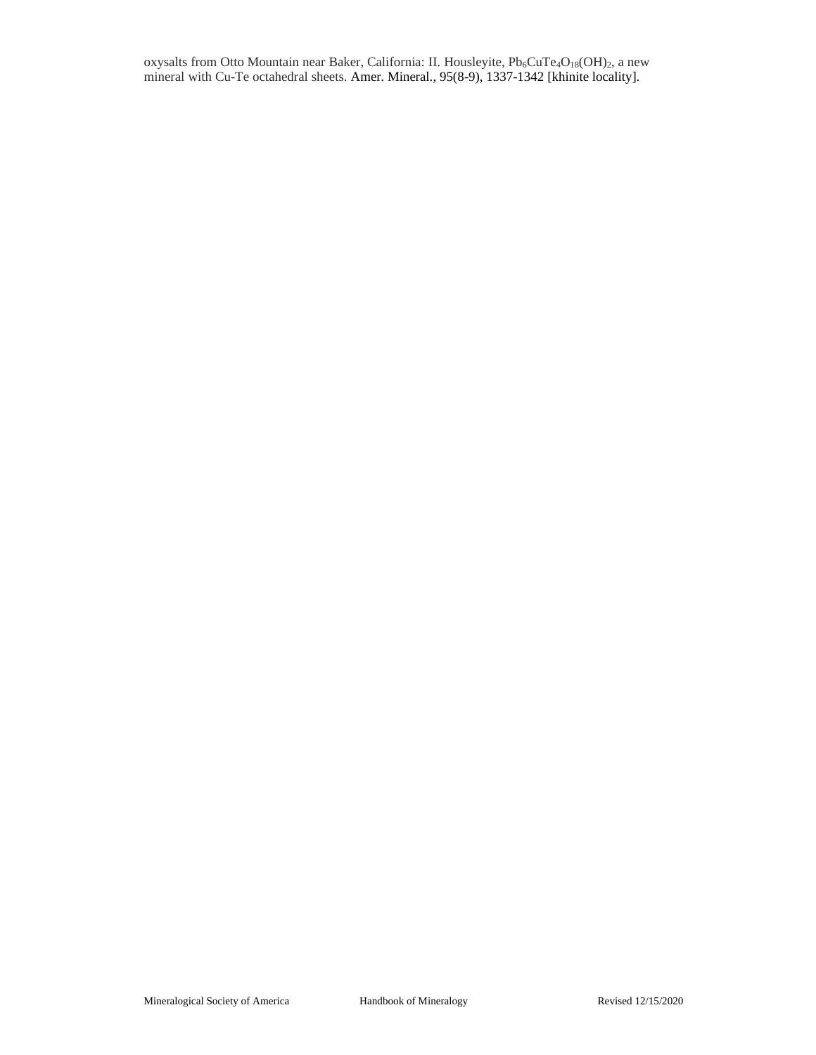oxysalts from Otto Mountain near Baker, California: II. Housleyite, $Pb_6CuTe_4O_{18}(OH)_2$, a new mineral with Cu-Te octahedral sheets. Amer. Mineral., 95(8-9), 1337-1342 [khinite locality].